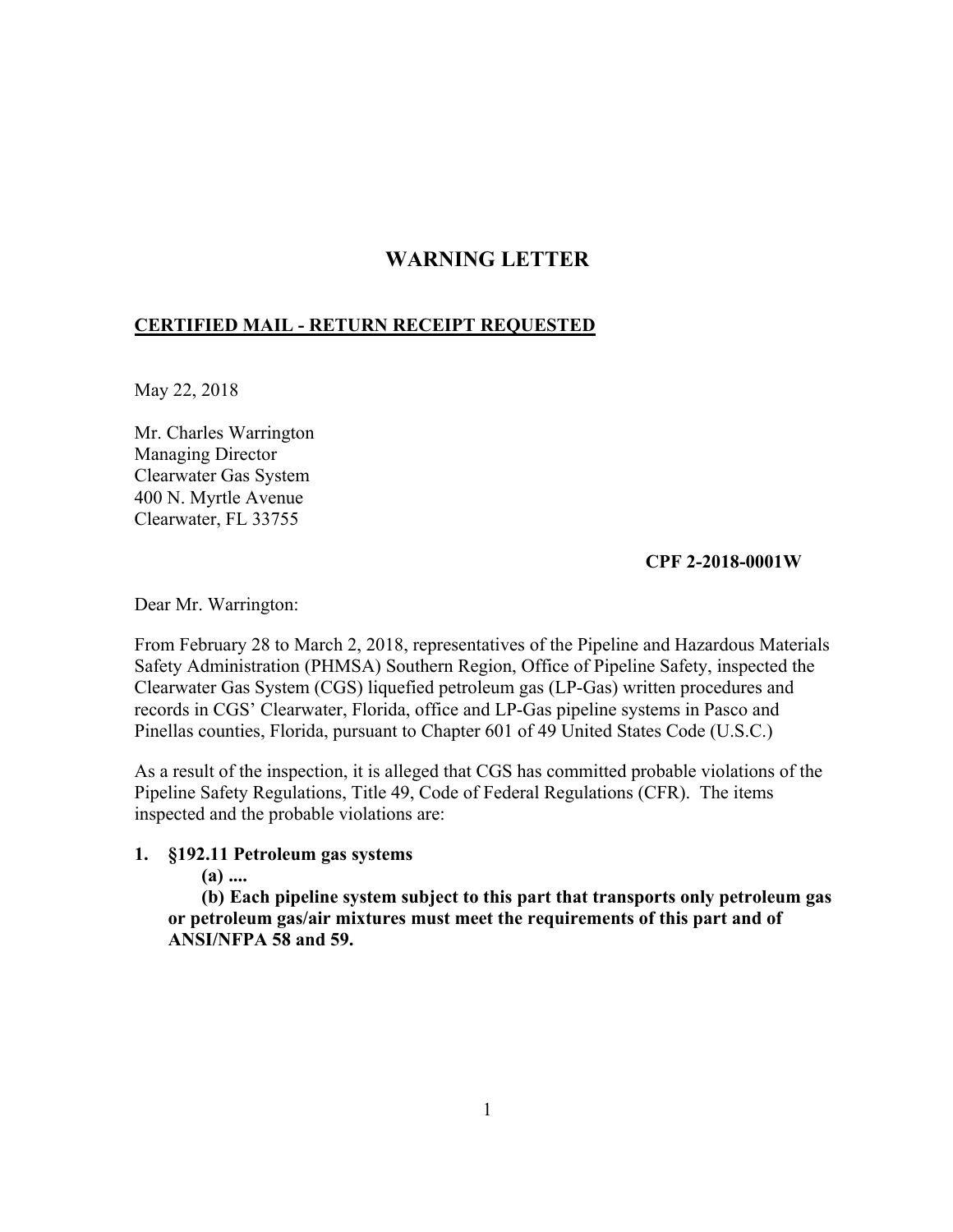# WARNING LETTER

**CERTIFIED MAIL - RETURN RECEIPT REQUESTED**

May 22, 2018

Mr. Charles Warrington
Managing Director
Clearwater Gas System
400 N. Myrtle Avenue
Clearwater, FL 33755

**CPF 2-2018-0001W**

Dear Mr. Warrington:

From February 28 to March 2, 2018, representatives of the Pipeline and Hazardous Materials Safety Administration (PHMSA) Southern Region, Office of Pipeline Safety, inspected the Clearwater Gas System (CGS) liquefied petroleum gas (LP-Gas) written procedures and records in CGS' Clearwater, Florida, office and LP-Gas pipeline systems in Pasco and Pinellas counties, Florida, pursuant to Chapter 601 of 49 United States Code (U.S.C.)

As a result of the inspection, it is alleged that CGS has committed probable violations of the Pipeline Safety Regulations, Title 49, Code of Federal Regulations (CFR). The items inspected and the probable violations are:

1. **§192.11 Petroleum gas systems**

   **(a) ....**

   **(b) Each pipeline system subject to this part that transports only petroleum gas or petroleum gas/air mixtures must meet the requirements of this part and of ANSI/NFPA 58 and 59.**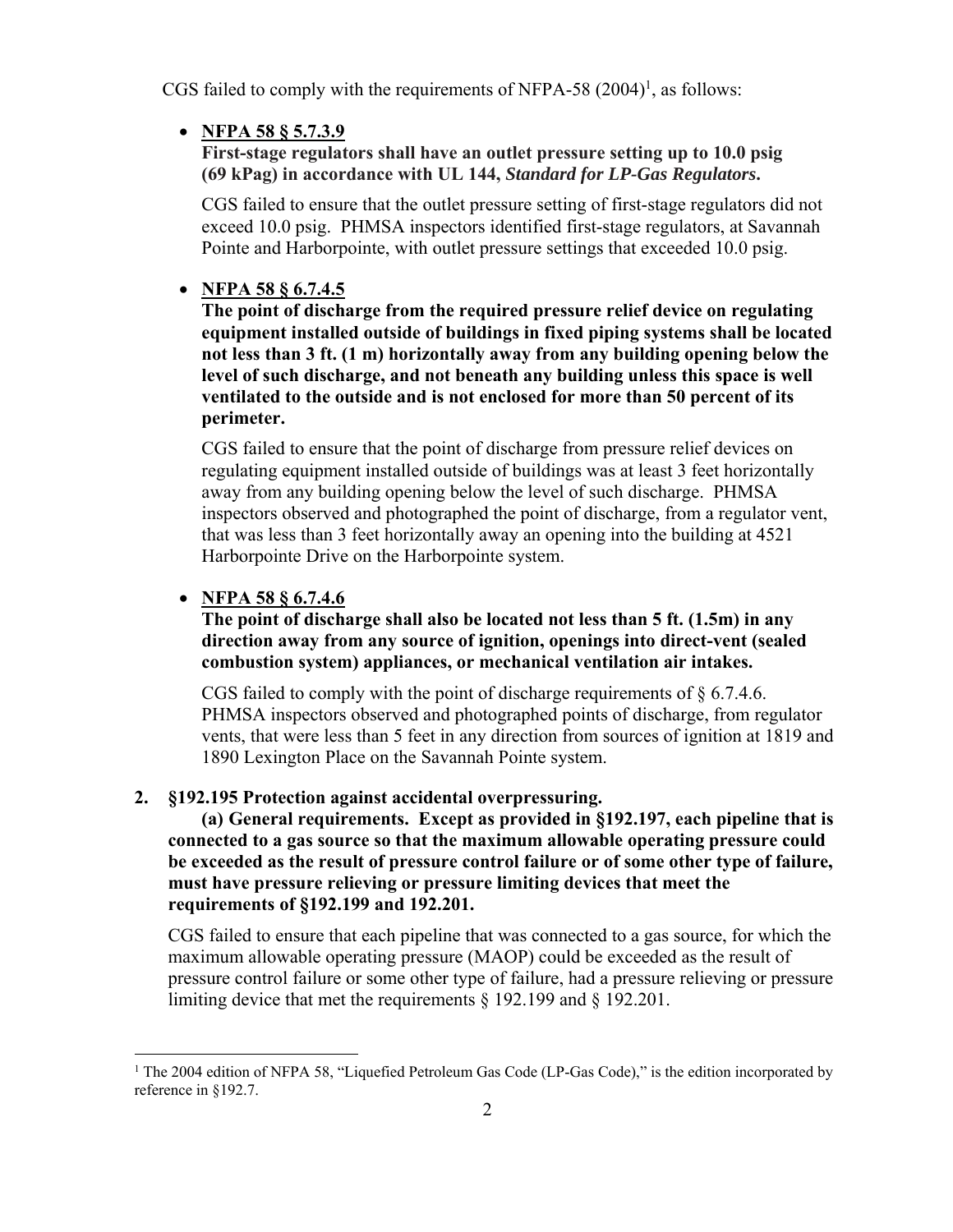CGS failed to comply with the requirements of NFPA-58 (2004)[1], as follows:

- **NFPA 58 § 5.7.3.9**

  **First-stage regulators shall have an outlet pressure setting up to 10.0 psig (69 kPag) in accordance with UL 144, *Standard for LP-Gas Regulators*.**

  CGS failed to ensure that the outlet pressure setting of first-stage regulators did not exceed 10.0 psig. PHMSA inspectors identified first-stage regulators, at Savannah Pointe and Harborpointe, with outlet pressure settings that exceeded 10.0 psig.

- **NFPA 58 § 6.7.4.5**

  **The point of discharge from the required pressure relief device on regulating equipment installed outside of buildings in fixed piping systems shall be located not less than 3 ft. (1 m) horizontally away from any building opening below the level of such discharge, and not beneath any building unless this space is well ventilated to the outside and is not enclosed for more than 50 percent of its perimeter.**

  CGS failed to ensure that the point of discharge from pressure relief devices on regulating equipment installed outside of buildings was at least 3 feet horizontally away from any building opening below the level of such discharge. PHMSA inspectors observed and photographed the point of discharge, from a regulator vent, that was less than 3 feet horizontally away an opening into the building at 4521 Harborpointe Drive on the Harborpointe system.

- **NFPA 58 § 6.7.4.6**

  **The point of discharge shall also be located not less than 5 ft. (1.5m) in any direction away from any source of ignition, openings into direct-vent (sealed combustion system) appliances, or mechanical ventilation air intakes.**

  CGS failed to comply with the point of discharge requirements of § 6.7.4.6. PHMSA inspectors observed and photographed points of discharge, from regulator vents, that were less than 5 feet in any direction from sources of ignition at 1819 and 1890 Lexington Place on the Savannah Pointe system.

**2. §192.195 Protection against accidental overpressuring.**

**(a) General requirements. Except as provided in §192.197, each pipeline that is connected to a gas source so that the maximum allowable operating pressure could be exceeded as the result of pressure control failure or of some other type of failure, must have pressure relieving or pressure limiting devices that meet the requirements of §192.199 and 192.201.**

CGS failed to ensure that each pipeline that was connected to a gas source, for which the maximum allowable operating pressure (MAOP) could be exceeded as the result of pressure control failure or some other type of failure, had a pressure relieving or pressure limiting device that met the requirements § 192.199 and § 192.201.

[1] The 2004 edition of NFPA 58, "Liquefied Petroleum Gas Code (LP-Gas Code)," is the edition incorporated by reference in §192.7.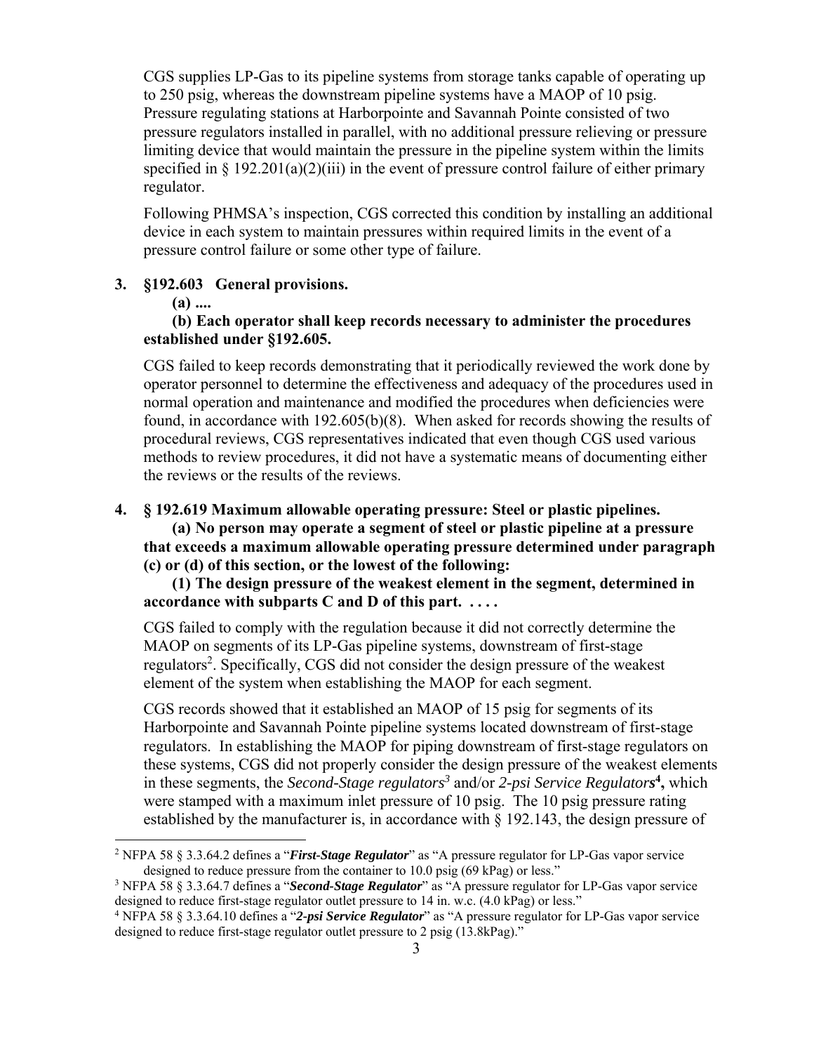CGS supplies LP-Gas to its pipeline systems from storage tanks capable of operating up to 250 psig, whereas the downstream pipeline systems have a MAOP of 10 psig. Pressure regulating stations at Harborpointe and Savannah Pointe consisted of two pressure regulators installed in parallel, with no additional pressure relieving or pressure limiting device that would maintain the pressure in the pipeline system within the limits specified in § 192.201(a)(2)(iii) in the event of pressure control failure of either primary regulator.

Following PHMSA's inspection, CGS corrected this condition by installing an additional device in each system to maintain pressures within required limits in the event of a pressure control failure or some other type of failure.

**3. §192.603 General provisions.**

**(a) ....**

**(b) Each operator shall keep records necessary to administer the procedures established under §192.605.**

CGS failed to keep records demonstrating that it periodically reviewed the work done by operator personnel to determine the effectiveness and adequacy of the procedures used in normal operation and maintenance and modified the procedures when deficiencies were found, in accordance with 192.605(b)(8). When asked for records showing the results of procedural reviews, CGS representatives indicated that even though CGS used various methods to review procedures, it did not have a systematic means of documenting either the reviews or the results of the reviews.

**4. § 192.619 Maximum allowable operating pressure: Steel or plastic pipelines.**

**(a) No person may operate a segment of steel or plastic pipeline at a pressure that exceeds a maximum allowable operating pressure determined under paragraph (c) or (d) of this section, or the lowest of the following:**

**(1) The design pressure of the weakest element in the segment, determined in accordance with subparts C and D of this part. . . . .**

CGS failed to comply with the regulation because it did not correctly determine the MAOP on segments of its LP-Gas pipeline systems, downstream of first-stage regulators[2]. Specifically, CGS did not consider the design pressure of the weakest element of the system when establishing the MAOP for each segment.

CGS records showed that it established an MAOP of 15 psig for segments of its Harborpointe and Savannah Pointe pipeline systems located downstream of first-stage regulators. In establishing the MAOP for piping downstream of first-stage regulators on these systems, CGS did not properly consider the design pressure of the weakest elements in these segments, the *Second-Stage regulators*[3] and/or *2-psi Service Regulators*[4], which were stamped with a maximum inlet pressure of 10 psig. The 10 psig pressure rating established by the manufacturer is, in accordance with § 192.143, the design pressure of

---

[2] NFPA 58 § 3.3.64.2 defines a "***First-Stage Regulator***" as "A pressure regulator for LP-Gas vapor service designed to reduce pressure from the container to 10.0 psig (69 kPag) or less."

[3] NFPA 58 § 3.3.64.7 defines a "***Second-Stage Regulator***" as "A pressure regulator for LP-Gas vapor service designed to reduce first-stage regulator outlet pressure to 14 in. w.c. (4.0 kPag) or less."

[4] NFPA 58 § 3.3.64.10 defines a "***2-psi Service Regulator***" as "A pressure regulator for LP-Gas vapor service designed to reduce first-stage regulator outlet pressure to 2 psig (13.8kPag)."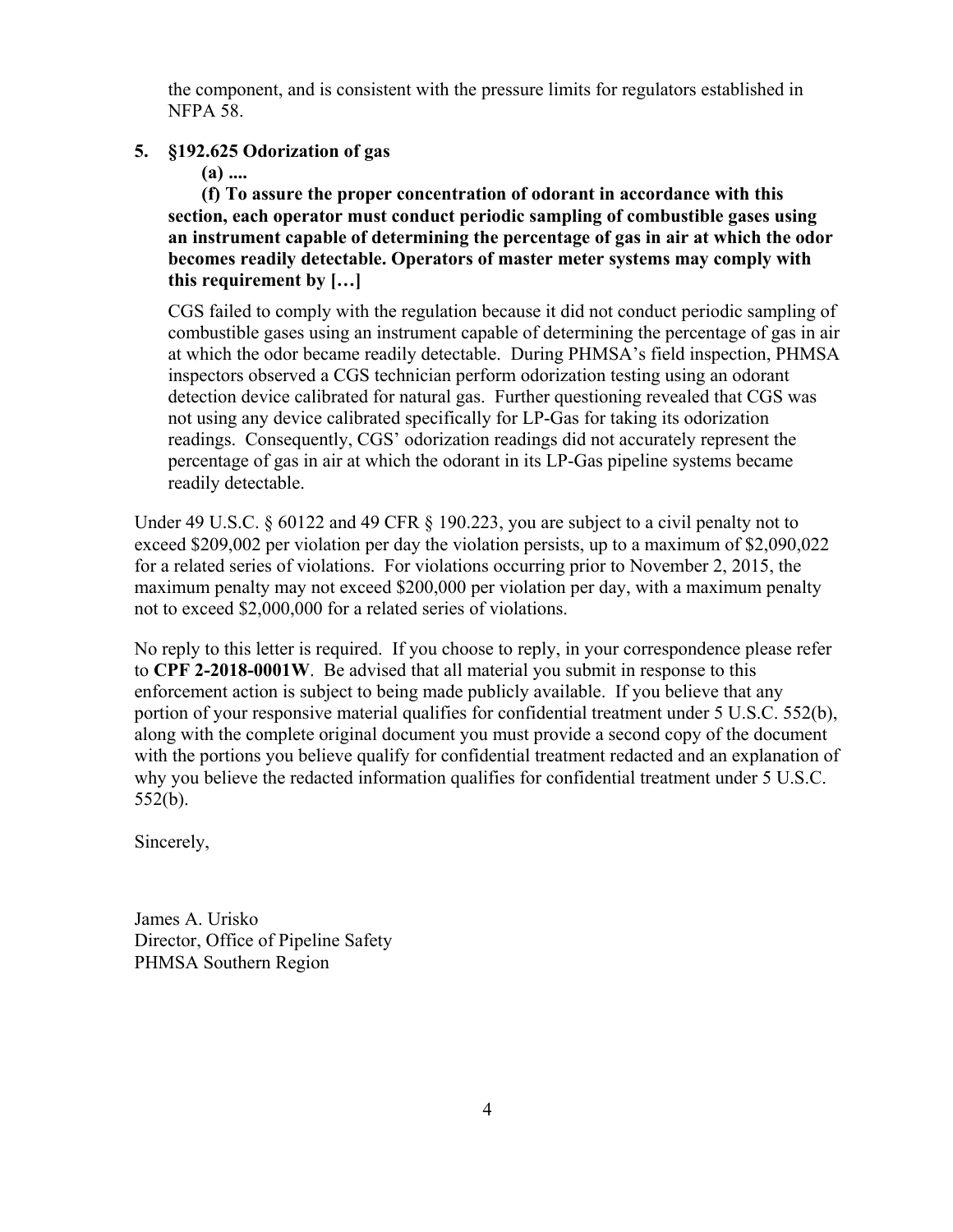the component, and is consistent with the pressure limits for regulators established in NFPA 58.

5. **§192.625 Odorization of gas**

   **(a) ....**

   **(f) To assure the proper concentration of odorant in accordance with this section, each operator must conduct periodic sampling of combustible gases using an instrument capable of determining the percentage of gas in air at which the odor becomes readily detectable. Operators of master meter systems may comply with this requirement by […]**

   CGS failed to comply with the regulation because it did not conduct periodic sampling of combustible gases using an instrument capable of determining the percentage of gas in air at which the odor became readily detectable. During PHMSA's field inspection, PHMSA inspectors observed a CGS technician perform odorization testing using an odorant detection device calibrated for natural gas. Further questioning revealed that CGS was not using any device calibrated specifically for LP-Gas for taking its odorization readings. Consequently, CGS' odorization readings did not accurately represent the percentage of gas in air at which the odorant in its LP-Gas pipeline systems became readily detectable.

Under 49 U.S.C. § 60122 and 49 CFR § 190.223, you are subject to a civil penalty not to exceed $209,002 per violation per day the violation persists, up to a maximum of $2,090,022 for a related series of violations. For violations occurring prior to November 2, 2015, the maximum penalty may not exceed $200,000 per violation per day, with a maximum penalty not to exceed $2,000,000 for a related series of violations.

No reply to this letter is required. If you choose to reply, in your correspondence please refer to **CPF 2-2018-0001W**. Be advised that all material you submit in response to this enforcement action is subject to being made publicly available. If you believe that any portion of your responsive material qualifies for confidential treatment under 5 U.S.C. 552(b), along with the complete original document you must provide a second copy of the document with the portions you believe qualify for confidential treatment redacted and an explanation of why you believe the redacted information qualifies for confidential treatment under 5 U.S.C. 552(b).

Sincerely,

James A. Urisko
Director, Office of Pipeline Safety
PHMSA Southern Region